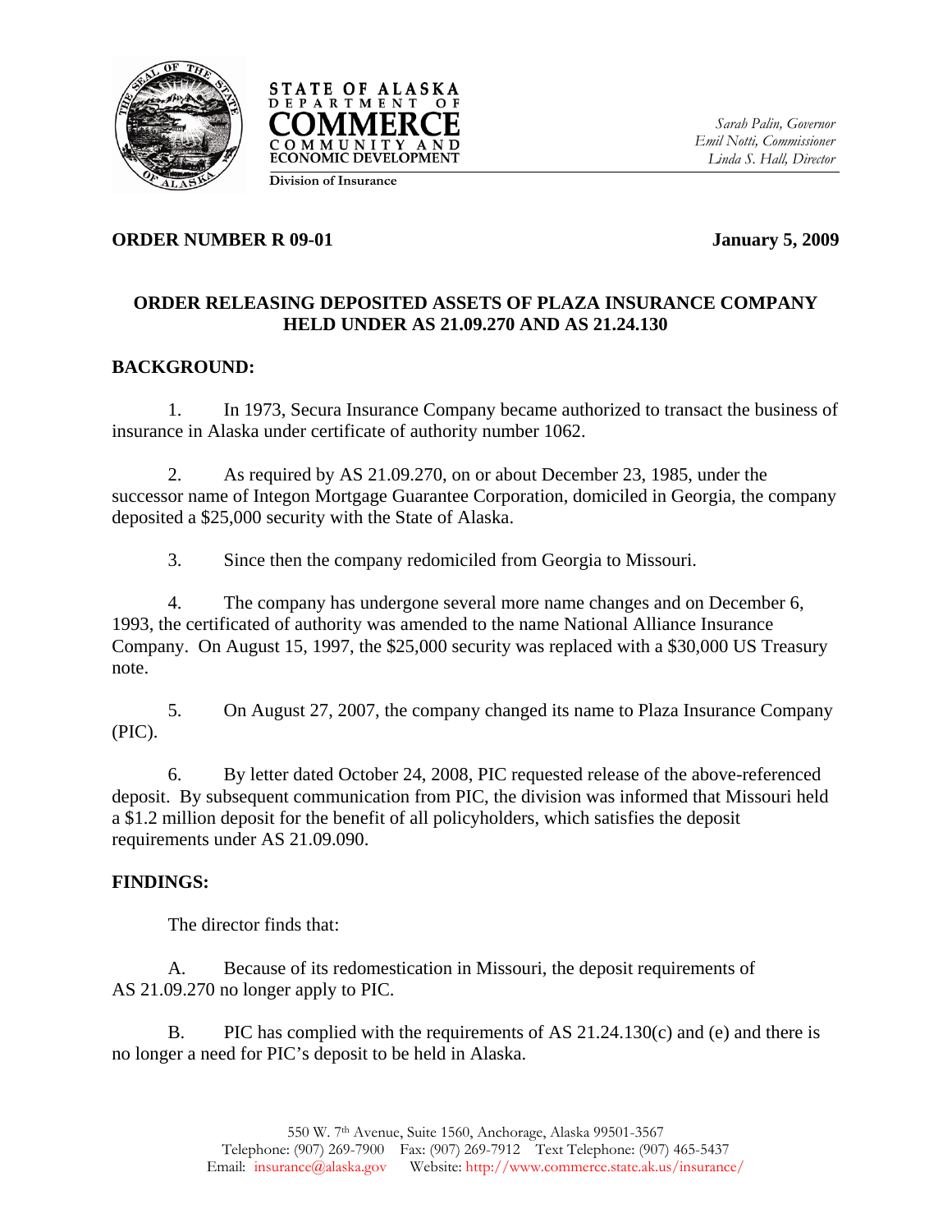STATE OF ALASKA
DEPARTMENT OF
COMMERCE
COMMUNITY AND
ECONOMIC DEVELOPMENT

Division of Insurance

*Sarah Palin, Governor*
*Emil Notti, Commissioner*
*Linda S. Hall, Director*

**ORDER NUMBER R 09-01** **January 5, 2009**

**ORDER RELEASING DEPOSITED ASSETS OF PLAZA INSURANCE COMPANY HELD UNDER AS 21.09.270 AND AS 21.24.130**

**BACKGROUND:**

1. In 1973, Secura Insurance Company became authorized to transact the business of insurance in Alaska under certificate of authority number 1062.

2. As required by AS 21.09.270, on or about December 23, 1985, under the successor name of Integon Mortgage Guarantee Corporation, domiciled in Georgia, the company deposited a $25,000 security with the State of Alaska.

3. Since then the company redomiciled from Georgia to Missouri.

4. The company has undergone several more name changes and on December 6, 1993, the certificated of authority was amended to the name National Alliance Insurance Company. On August 15, 1997, the $25,000 security was replaced with a $30,000 US Treasury note.

5. On August 27, 2007, the company changed its name to Plaza Insurance Company (PIC).

6. By letter dated October 24, 2008, PIC requested release of the above-referenced deposit. By subsequent communication from PIC, the division was informed that Missouri held a $1.2 million deposit for the benefit of all policyholders, which satisfies the deposit requirements under AS 21.09.090.

**FINDINGS:**

The director finds that:

A. Because of its redomestication in Missouri, the deposit requirements of AS 21.09.270 no longer apply to PIC.

B. PIC has complied with the requirements of AS 21.24.130(c) and (e) and there is no longer a need for PIC's deposit to be held in Alaska.

550 W. 7th Avenue, Suite 1560, Anchorage, Alaska 99501-3567
Telephone: (907) 269-7900 Fax: (907) 269-7912 Text Telephone: (907) 465-5437
Email: insurance@alaska.gov Website: http://www.commerce.state.ak.us/insurance/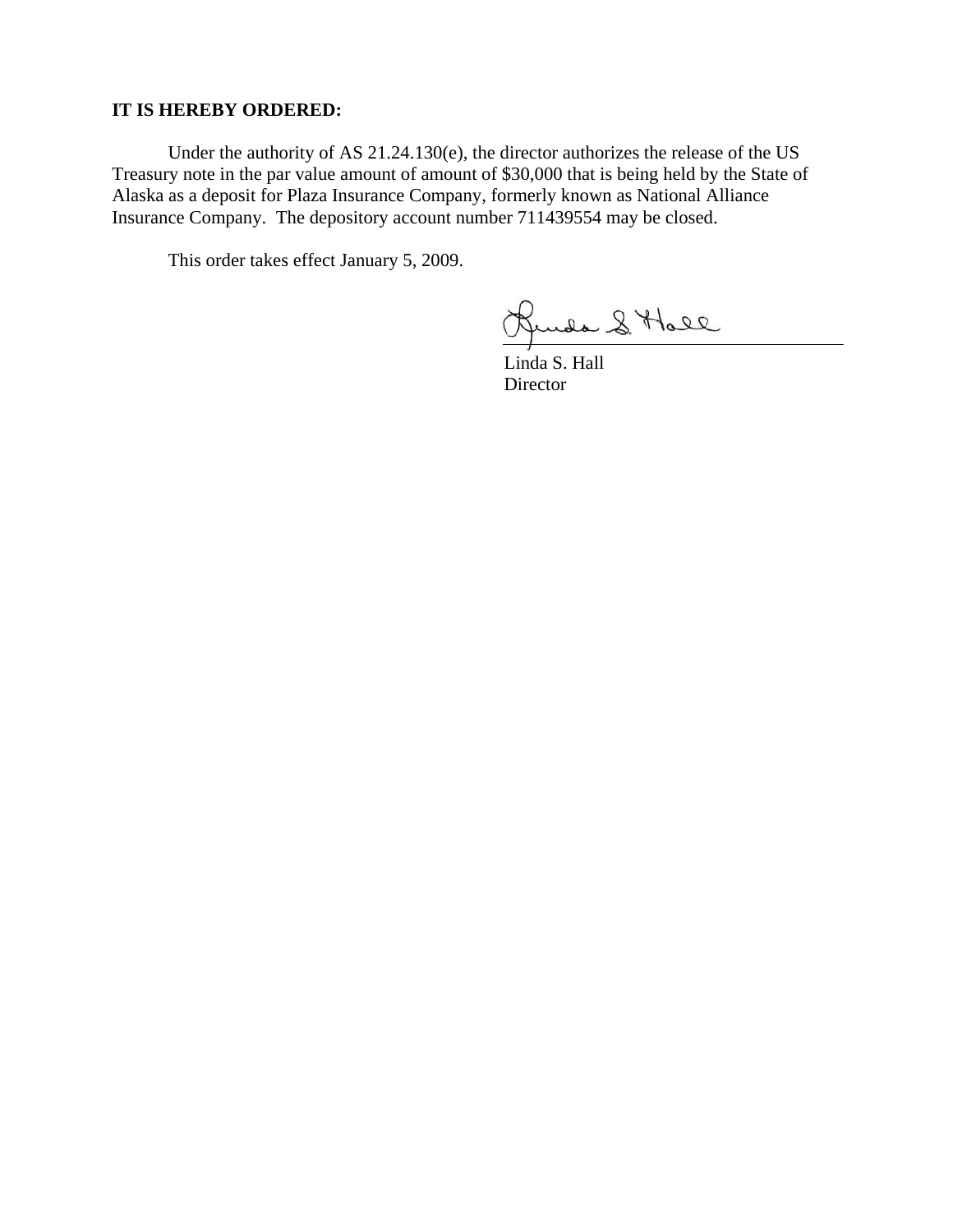**IT IS HEREBY ORDERED:**

Under the authority of AS 21.24.130(e), the director authorizes the release of the US Treasury note in the par value amount of amount of $30,000 that is being held by the State of Alaska as a deposit for Plaza Insurance Company, formerly known as National Alliance Insurance Company. The depository account number 711439554 may be closed.

This order takes effect January 5, 2009.

Linda S. Hall
Director